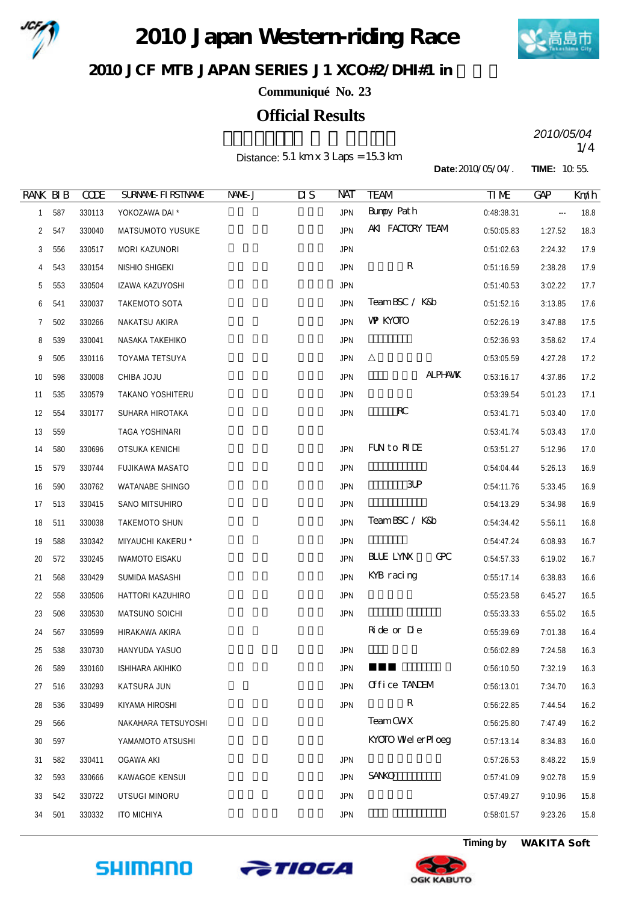# 2010 Japan Western-riding Race

## 2010 JCF MTB JAPAN SERIES J1 XCO#2/DHI#1 in

**Communiqué No. 23**

## Official Results

*2010/05/04*

Distance: 5.1 km x 3 Laps = 15.3 km

**Date**: 2010/05/04/. **TIME:** 10:55.

| RANK | BIB | CODE | SURNAME-FIRSTNAME | NAME-J | DIS | NAT | TEAM | TIME | GAP | Km/h |
|---|---|---|---|---|---|---|---|---|---|---|
| 1 | 587 | 330113 | YOKOZAWA DAI * | | | JPN | Bumpy Path | 0:48:38.31 | --- | 18.8 |
| 2 | 547 | 330040 | MATSUMOTO YUSUKE | | | JPN | AKI FACTORY TEAM | 0:50:05.83 | 1:27.52 | 18.3 |
| 3 | 556 | 330517 | MORI KAZUNORI | | | JPN | | 0:51:02.63 | 2:24.32 | 17.9 |
| 4 | 543 | 330154 | NISHIO SHIGEKI | | | JPN | R | 0:51:16.59 | 2:38.28 | 17.9 |
| 5 | 553 | 330504 | IZAWA KAZUYOSHI | | | JPN | | 0:51:40.53 | 3:02.22 | 17.7 |
| 6 | 541 | 330037 | TAKEMOTO SOTA | | | JPN | Team BSC / K&b | 0:51:52.16 | 3:13.85 | 17.6 |
| 7 | 502 | 330266 | NAKATSU AKIRA | | | JPN | WP KYOTO | 0:52:26.19 | 3:47.88 | 17.5 |
| 8 | 539 | 330041 | NASAKA TAKEHIKO | | | JPN | | 0:52:36.93 | 3:58.62 | 17.4 |
| 9 | 505 | 330116 | TOYAMA TETSUYA | | | JPN | △ | 0:53:05.59 | 4:27.28 | 17.2 |
| 10 | 598 | 330008 | CHIBA JOJU | | | JPN | ALPHAWK | 0:53:16.17 | 4:37.86 | 17.2 |
| 11 | 535 | 330579 | TAKANO YOSHITERU | | | JPN | | 0:53:39.54 | 5:01.23 | 17.1 |
| 12 | 554 | 330177 | SUHARA HIROTAKA | | | JPN | RC | 0:53:41.71 | 5:03.40 | 17.0 |
| 13 | 559 | | TAGA YOSHINARI | | | | | 0:53:41.74 | 5:03.43 | 17.0 |
| 14 | 580 | 330696 | OTSUKA KENICHI | | | JPN | FUN to RIDE | 0:53:51.27 | 5:12.96 | 17.0 |
| 15 | 579 | 330744 | FUJIKAWA MASATO | | | JPN | | 0:54:04.44 | 5:26.13 | 16.9 |
| 16 | 590 | 330762 | WATANABE SHINGO | | | JPN | 3UP | 0:54:11.76 | 5:33.45 | 16.9 |
| 17 | 513 | 330415 | SANO MITSUHIRO | | | JPN | | 0:54:13.29 | 5:34.98 | 16.9 |
| 18 | 511 | 330038 | TAKEMOTO SHUN | | | JPN | Team BSC / K&b | 0:54:34.42 | 5:56.11 | 16.8 |
| 19 | 588 | 330342 | MIYAUCHI KAKERU * | | | JPN | | 0:54:47.24 | 6:08.93 | 16.7 |
| 20 | 572 | 330245 | IWAMOTO EISAKU | | | JPN | BLUE LYNX GPC | 0:54:57.33 | 6:19.02 | 16.7 |
| 21 | 568 | 330429 | SUMIDA MASASHI | | | JPN | KYB racing | 0:55:17.14 | 6:38.83 | 16.6 |
| 22 | 558 | 330506 | HATTORI KAZUHIRO | | | JPN | | 0:55:23.58 | 6:45.27 | 16.5 |
| 23 | 508 | 330530 | MATSUNO SOICHI | | | JPN | | 0:55:33.33 | 6:55.02 | 16.5 |
| 24 | 567 | 330599 | HIRAKAWA AKIRA | | | | Ride or Die | 0:55:39.69 | 7:01.38 | 16.4 |
| 25 | 538 | 330730 | HANYUDA YASUO | | | JPN | | 0:56:02.89 | 7:24.58 | 16.3 |
| 26 | 589 | 330160 | ISHIHARA AKIHIKO | | | JPN | | 0:56:10.50 | 7:32.19 | 16.3 |
| 27 | 516 | 330293 | KATSURA JUN | | | JPN | Office TANDEM | 0:56:13.01 | 7:34.70 | 16.3 |
| 28 | 536 | 330499 | KIYAMA HIROSHI | | | JPN | R | 0:56:22.85 | 7:44.54 | 16.2 |
| 29 | 566 | | NAKAHARA TETSUYOSHI | | | | Team CWX | 0:56:25.80 | 7:47.49 | 16.2 |
| 30 | 597 | | YAMAMOTO ATSUSHI | | | | KYOTO WielerPloeg | 0:57:13.14 | 8:34.83 | 16.0 |
| 31 | 582 | 330411 | OGAWA AKI | | | JPN | | 0:57:26.53 | 8:48.22 | 15.9 |
| 32 | 593 | 330666 | KAWAGOE KENSUI | | | JPN | SANKO | 0:57:41.09 | 9:02.78 | 15.9 |
| 33 | 542 | 330722 | UTSUGI MINORU | | | JPN | | 0:57:49.27 | 9:10.96 | 15.8 |
| 34 | 501 | 330332 | ITO MICHIYA | | | JPN | | 0:58:01.57 | 9:23.26 | 15.8 |

**Timing by WAKITA Soft**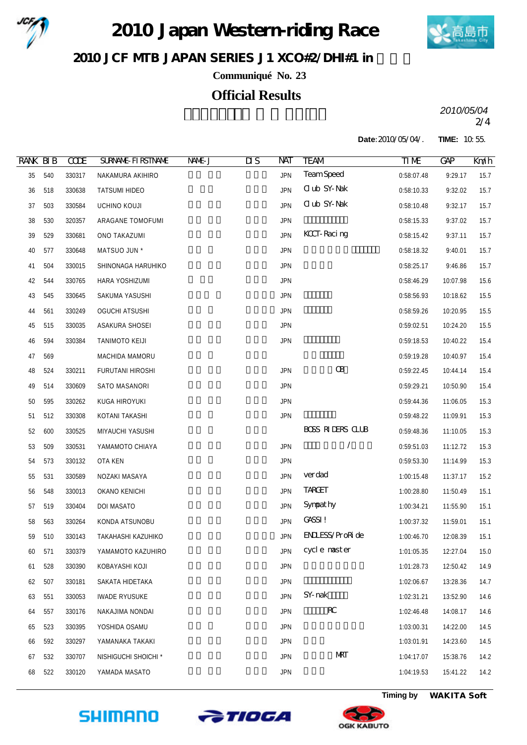# 2010 Japan Western-riding Race

## 2010 JCF MTB JAPAN SERIES J1 XCO#2/DHI#1 in

**Communiqué No. 23**

## Official Results

*2010/05/04*

**Date**:2010/05/04/. **TIME:** 10:55.

| RANK | BIB | CODE | SURNAME-FIRSTNAME | NAME-J | DIS | NAT | TEAM | TIME | GAP | Km/h |
|---|---|---|---|---|---|---|---|---|---|---|
| 35 | 540 | 330317 | NAKAMURA AKIHIRO | | | JPN | Team Speed | 0:58:07.48 | 9:29.17 | 15.7 |
| 36 | 518 | 330638 | TATSUMI HIDEO | | | JPN | Club SY-Nak | 0:58:10.33 | 9:32.02 | 15.7 |
| 37 | 503 | 330584 | UCHINO KOUJI | | | JPN | Club SY-Nak | 0:58:10.48 | 9:32.17 | 15.7 |
| 38 | 530 | 320357 | ARAGANE TOMOFUMI | | | JPN | | 0:58:15.33 | 9:37.02 | 15.7 |
| 39 | 529 | 330681 | ONO TAKAZUMI | | | JPN | KCCT-Racing | 0:58:15.42 | 9:37.11 | 15.7 |
| 40 | 577 | 330648 | MATSUO JUN * | | | JPN | | 0:58:18.32 | 9:40.01 | 15.7 |
| 41 | 504 | 330015 | SHINONAGA HARUHIKO | | | JPN | | 0:58:25.17 | 9:46.86 | 15.7 |
| 42 | 544 | 330765 | HARA YOSHIZUMI | | | JPN | | 0:58:46.29 | 10:07.98 | 15.6 |
| 43 | 545 | 330645 | SAKUMA YASUSHI | | | JPN | | 0:58:56.93 | 10:18.62 | 15.5 |
| 44 | 561 | 330249 | OGUCHI ATSUSHI | | | JPN | | 0:58:59.26 | 10:20.95 | 15.5 |
| 45 | 515 | 330035 | ASAKURA SHOSEI | | | JPN | | 0:59:02.51 | 10:24.20 | 15.5 |
| 46 | 594 | 330384 | TANIMOTO KEIJI | | | JPN | | 0:59:18.53 | 10:40.22 | 15.4 |
| 47 | 569 | | MACHIDA MAMORU | | | | | 0:59:19.28 | 10:40.97 | 15.4 |
| 48 | 524 | 330211 | FURUTANI HIROSHI | | | JPN | OB | 0:59:22.45 | 10:44.14 | 15.4 |
| 49 | 514 | 330609 | SATO MASANORI | | | JPN | | 0:59:29.21 | 10:50.90 | 15.4 |
| 50 | 595 | 330262 | KUGA HIROYUKI | | | JPN | | 0:59:44.36 | 11:06.05 | 15.3 |
| 51 | 512 | 330308 | KOTANI TAKASHI | | | JPN | | 0:59:48.22 | 11:09.91 | 15.3 |
| 52 | 600 | 330525 | MIYAUCHI YASUSHI | | | | BOSS RIDERS CLUB | 0:59:48.36 | 11:10.05 | 15.3 |
| 53 | 509 | 330531 | YAMAMOTO CHIAYA | | | JPN | / | 0:59:51.03 | 11:12.72 | 15.3 |
| 54 | 573 | 330132 | OTA KEN | | | JPN | | 0:59:53.30 | 11:14.99 | 15.3 |
| 55 | 531 | 330589 | NOZAKI MASAYA | | | JPN | verdad | 1:00:15.48 | 11:37.17 | 15.2 |
| 56 | 548 | 330013 | OKANO KENICHI | | | JPN | TARGET | 1:00:28.80 | 11:50.49 | 15.1 |
| 57 | 519 | 330404 | DOI MASATO | | | JPN | Sympathy | 1:00:34.21 | 11:55.90 | 15.1 |
| 58 | 563 | 330264 | KONDA ATSUNOBU | | | JPN | GASSI! | 1:00:37.32 | 11:59.01 | 15.1 |
| 59 | 510 | 330143 | TAKAHASHI KAZUHIKO | | | JPN | ENDLESS/ProRide | 1:00:46.70 | 12:08.39 | 15.1 |
| 60 | 571 | 330379 | YAMAMOTO KAZUHIRO | | | JPN | cycle master | 1:01:05.35 | 12:27.04 | 15.0 |
| 61 | 528 | 330390 | KOBAYASHI KOJI | | | JPN | | 1:01:28.73 | 12:50.42 | 14.9 |
| 62 | 507 | 330181 | SAKATA HIDETAKA | | | JPN | | 1:02:06.67 | 13:28.36 | 14.7 |
| 63 | 551 | 330053 | IWADE RYUSUKE | | | JPN | SY-nak | 1:02:31.21 | 13:52.90 | 14.6 |
| 64 | 557 | 330176 | NAKAJIMA NONDAI | | | JPN | RC | 1:02:46.48 | 14:08.17 | 14.6 |
| 65 | 523 | 330395 | YOSHIDA OSAMU | | | JPN | | 1:03:00.31 | 14:22.00 | 14.5 |
| 66 | 592 | 330297 | YAMANAKA TAKAKI | | | JPN | | 1:03:01.91 | 14:23.60 | 14.5 |
| 67 | 532 | 330707 | NISHIGUCHI SHOICHI * | | | JPN | MRT | 1:04:17.07 | 15:38.76 | 14.2 |
| 68 | 522 | 330120 | YAMADA MASATO | | | JPN | | 1:04:19.53 | 15:41.22 | 14.2 |

**Timing by WAKITA Soft**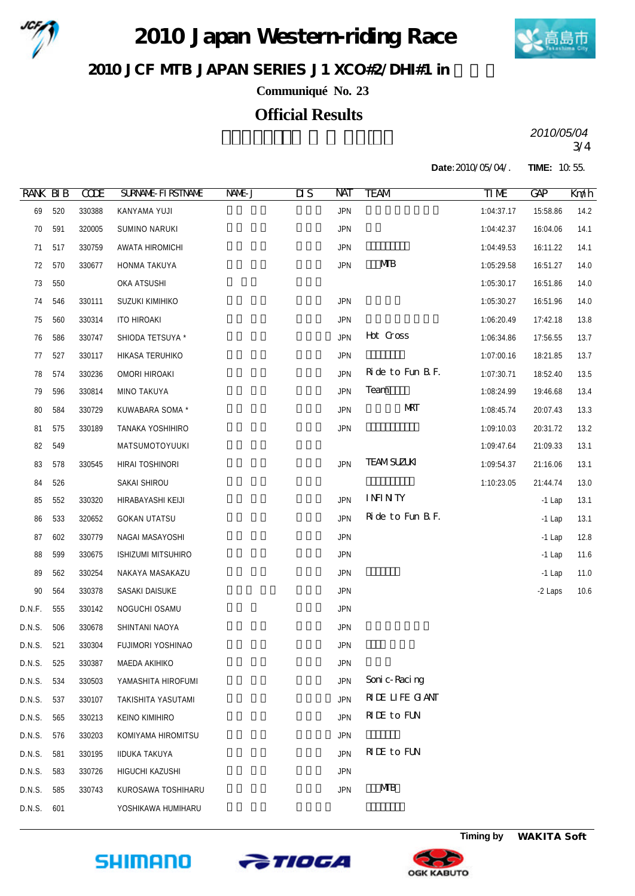# 2010 Japan Western-riding Race

## 2010 JCF MTB JAPAN SERIES J1 XCO#2/DHI#1 in

**Communiqué No. 23**

## Official Results

*2010/05/04*

**Date**:2010/05/04/. **TIME:** 10:55.

| RANK | BIB | CODE | SURNAME-FIRSTNAME | NAME-J | DIS | NAT | TEAM | TIME | GAP | Km/h |
|---|---|---|---|---|---|---|---|---|---|---|
| 69 | 520 | 330388 | KANYAMA YUJI | | | JPN | | 1:04:37.17 | 15:58.86 | 14.2 |
| 70 | 591 | 320005 | SUMINO NARUKI | | | JPN | | 1:04:42.37 | 16:04.06 | 14.1 |
| 71 | 517 | 330759 | AWATA HIROMICHI | | | JPN | | 1:04:49.53 | 16:11.22 | 14.1 |
| 72 | 570 | 330677 | HONMA TAKUYA | | | JPN | MTB | 1:05:29.58 | 16:51.27 | 14.0 |
| 73 | 550 | | OKA ATSUSHI | | | | | 1:05:30.17 | 16:51.86 | 14.0 |
| 74 | 546 | 330111 | SUZUKI KIMIHIKO | | | JPN | | 1:05:30.27 | 16:51.96 | 14.0 |
| 75 | 560 | 330314 | ITO HIROAKI | | | JPN | | 1:06:20.49 | 17:42.18 | 13.8 |
| 76 | 586 | 330747 | SHIODA TETSUYA * | | | JPN | Hot Cross | 1:06:34.86 | 17:56.55 | 13.7 |
| 77 | 527 | 330117 | HIKASA TERUHIKO | | | JPN | | 1:07:00.16 | 18:21.85 | 13.7 |
| 78 | 574 | 330236 | OMORI HIROAKI | | | JPN | Ride to Fun B.F. | 1:07:30.71 | 18:52.40 | 13.5 |
| 79 | 596 | 330814 | MINO TAKUYA | | | JPN | Team | 1:08:24.99 | 19:46.68 | 13.4 |
| 80 | 584 | 330729 | KUWABARA SOMA * | | | JPN | MRT | 1:08:45.74 | 20:07.43 | 13.3 |
| 81 | 575 | 330189 | TANAKA YOSHIHIRO | | | JPN | | 1:09:10.03 | 20:31.72 | 13.2 |
| 82 | 549 | | MATSUMOTOYUUKI | | | | | 1:09:47.64 | 21:09.33 | 13.1 |
| 83 | 578 | 330545 | HIRAI TOSHINORI | | | JPN | TEAM SUZUKI | 1:09:54.37 | 21:16.06 | 13.1 |
| 84 | 526 | | SAKAI SHIROU | | | | | 1:10:23.05 | 21:44.74 | 13.0 |
| 85 | 552 | 330320 | HIRABAYASHI KEIJI | | | JPN | INFINITY | | -1 Lap | 13.1 |
| 86 | 533 | 320652 | GOKAN UTATSU | | | JPN | Ride to Fun B.F. | | -1 Lap | 13.1 |
| 87 | 602 | 330779 | NAGAI MASAYOSHI | | | JPN | | | -1 Lap | 12.8 |
| 88 | 599 | 330675 | ISHIZUMI MITSUHIRO | | | JPN | | | -1 Lap | 11.6 |
| 89 | 562 | 330254 | NAKAYA MASAKAZU | | | JPN | | | -1 Lap | 11.0 |
| 90 | 564 | 330378 | SASAKI DAISUKE | | | JPN | | | -2 Laps | 10.6 |
| D.N.F. | 555 | 330142 | NOGUCHI OSAMU | | | JPN | | | | |
| D.N.S. | 506 | 330678 | SHINTANI NAOYA | | | JPN | | | | |
| D.N.S. | 521 | 330304 | FUJIMORI YOSHINAO | | | JPN | | | | |
| D.N.S. | 525 | 330387 | MAEDA AKIHIKO | | | JPN | | | | |
| D.N.S. | 534 | 330503 | YAMASHITA HIROFUMI | | | JPN | Sonic-Racing | | | |
| D.N.S. | 537 | 330107 | TAKISHITA YASUTAMI | | | JPN | RIDE LIFE GIANT | | | |
| D.N.S. | 565 | 330213 | KEINO KIMIHIRO | | | JPN | RIDE to FUN | | | |
| D.N.S. | 576 | 330203 | KOMIYAMA HIROMITSU | | | JPN | | | | |
| D.N.S. | 581 | 330195 | IIDUKA TAKUYA | | | JPN | RIDE to FUN | | | |
| D.N.S. | 583 | 330726 | HIGUCHI KAZUSHI | | | JPN | | | | |
| D.N.S. | 585 | 330743 | KUROSAWA TOSHIHARU | | | JPN | MTB | | | |
| D.N.S. | 601 | | YOSHIKAWA HUMIHARU | | | | | | | |

**Timing by WAKITA Soft**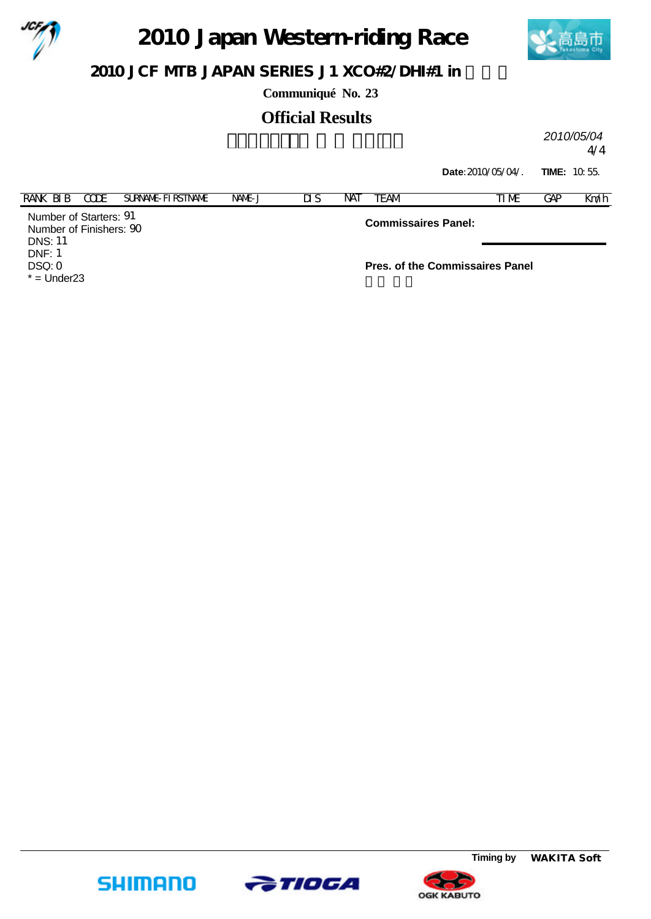# 2010 Japan Western-riding Race

## 2010 JCF MTB JAPAN SERIES J1 XCO#2/DHI#1 in

**Communiqué No. 23**

## Official Results

*2010/05/04*

**Date**: 2010/05/04/. **TIME:** 10:55.

| RANK | BIB | CODE | SURNAME-FIRSTNAME | NAME-J | DIS | NAT | TEAM | TIME | GAP | Km/h |
|---|---|---|---|---|---|---|---|---|---|---|

Number of Starters: 91
Number of Finishers: 90
DNS: 11
DNF: 1
DSQ: 0
* = Under23

**Commissaires Panel:**

**Pres. of the Commissaires Panel**

Timing by **WAKITA Soft**